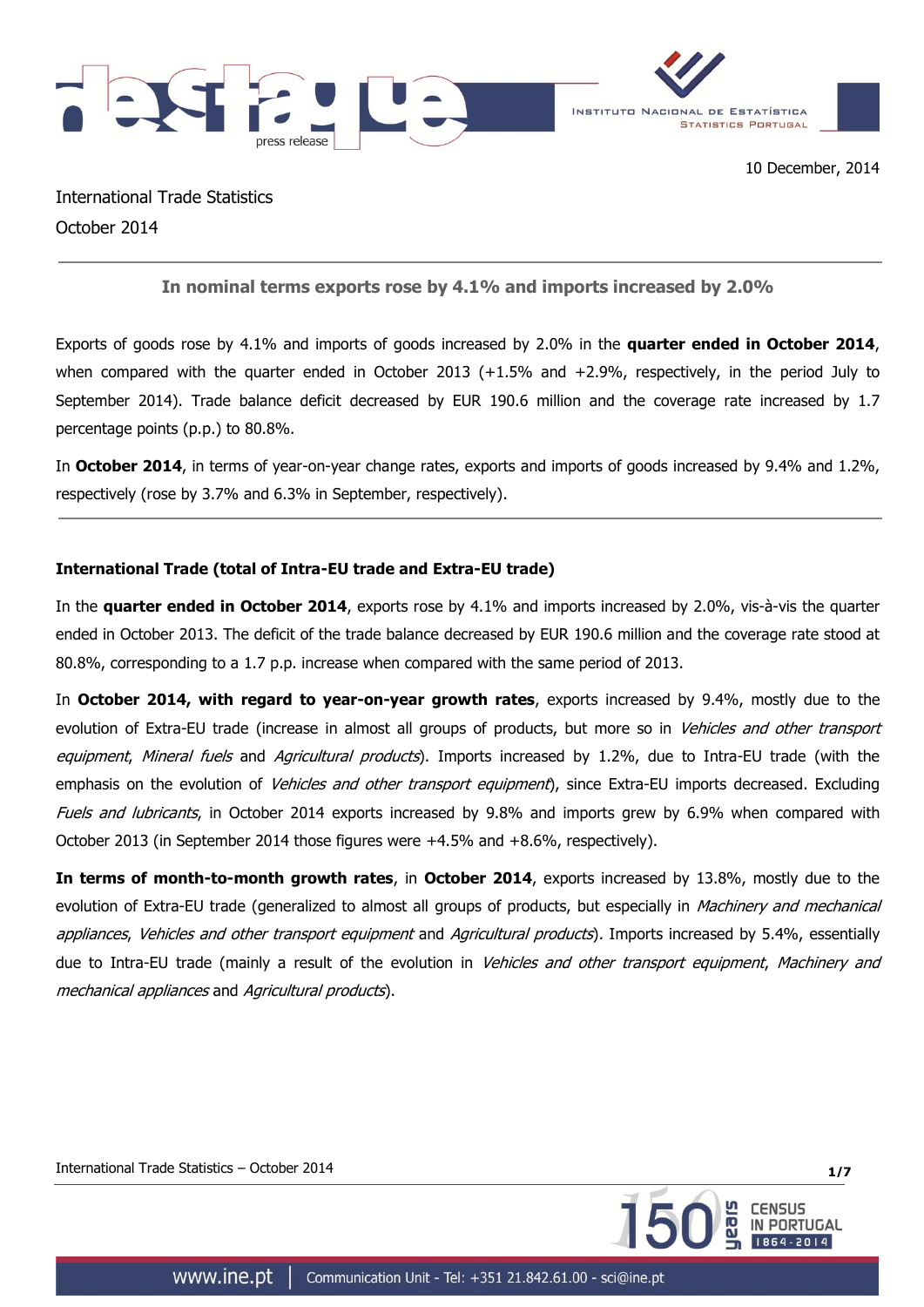10 December, 2014

International Trade Statistics

October 2014

## In nominal terms exports rose by 4.1% and imports increased by 2.0%

Exports of goods rose by 4.1% and imports of goods increased by 2.0% in the **quarter ended in October 2014**, when compared with the quarter ended in October 2013 (+1.5% and +2.9%, respectively, in the period July to September 2014). Trade balance deficit decreased by EUR 190.6 million and the coverage rate increased by 1.7 percentage points (p.p.) to 80.8%.

In **October 2014**, in terms of year-on-year change rates, exports and imports of goods increased by 9.4% and 1.2%, respectively (rose by 3.7% and 6.3% in September, respectively).

### International Trade (total of Intra-EU trade and Extra-EU trade)

In the **quarter ended in October 2014**, exports rose by 4.1% and imports increased by 2.0%, vis-à-vis the quarter ended in October 2013. The deficit of the trade balance decreased by EUR 190.6 million and the coverage rate stood at 80.8%, corresponding to a 1.7 p.p. increase when compared with the same period of 2013.

In **October 2014, with regard to year-on-year growth rates**, exports increased by 9.4%, mostly due to the evolution of Extra-EU trade (increase in almost all groups of products, but more so in *Vehicles and other transport equipment*, *Mineral fuels* and *Agricultural products*). Imports increased by 1.2%, due to Intra-EU trade (with the emphasis on the evolution of *Vehicles and other transport equipment*), since Extra-EU imports decreased. Excluding *Fuels and lubricants*, in October 2014 exports increased by 9.8% and imports grew by 6.9% when compared with October 2013 (in September 2014 those figures were +4.5% and +8.6%, respectively).

**In terms of month-to-month growth rates**, in **October 2014**, exports increased by 13.8%, mostly due to the evolution of Extra-EU trade (generalized to almost all groups of products, but especially in *Machinery and mechanical appliances*, *Vehicles and other transport equipment* and *Agricultural products*). Imports increased by 5.4%, essentially due to Intra-EU trade (mainly a result of the evolution in *Vehicles and other transport equipment*, *Machinery and mechanical appliances* and *Agricultural products*).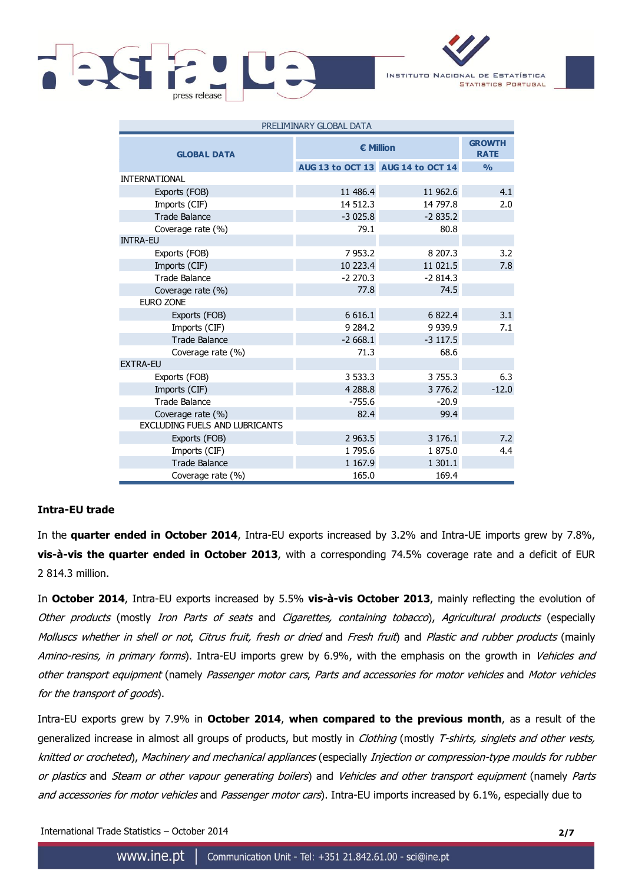| PRELIMINARY GLOBAL DATA | | | |
|---|---|---|---|
| **GLOBAL DATA** | **€ Million** | | **GROWTH RATE** |
| | **AUG 13 to OCT 13** | **AUG 14 to OCT 14** | **%** |
| INTERNATIONAL | | | |
| Exports (FOB) | 11 486.4 | 11 962.6 | 4.1 |
| Imports (CIF) | 14 512.3 | 14 797.8 | 2.0 |
| Trade Balance | -3 025.8 | -2 835.2 | |
| Coverage rate (%) | 79.1 | 80.8 | |
| INTRA-EU | | | |
| Exports (FOB) | 7 953.2 | 8 207.3 | 3.2 |
| Imports (CIF) | 10 223.4 | 11 021.5 | 7.8 |
| Trade Balance | -2 270.3 | -2 814.3 | |
| Coverage rate (%) | 77.8 | 74.5 | |
| EURO ZONE | | | |
| Exports (FOB) | 6 616.1 | 6 822.4 | 3.1 |
| Imports (CIF) | 9 284.2 | 9 939.9 | 7.1 |
| Trade Balance | -2 668.1 | -3 117.5 | |
| Coverage rate (%) | 71.3 | 68.6 | |
| EXTRA-EU | | | |
| Exports (FOB) | 3 533.3 | 3 755.3 | 6.3 |
| Imports (CIF) | 4 288.8 | 3 776.2 | -12.0 |
| Trade Balance | -755.6 | -20.9 | |
| Coverage rate (%) | 82.4 | 99.4 | |
| EXCLUDING FUELS AND LUBRICANTS | | | |
| Exports (FOB) | 2 963.5 | 3 176.1 | 7.2 |
| Imports (CIF) | 1 795.6 | 1 875.0 | 4.4 |
| Trade Balance | 1 167.9 | 1 301.1 | |
| Coverage rate (%) | 165.0 | 169.4 | |

**Intra-EU trade**

In the **quarter ended in October 2014**, Intra-EU exports increased by 3.2% and Intra-UE imports grew by 7.8%, **vis-à-vis the quarter ended in October 2013**, with a corresponding 74.5% coverage rate and a deficit of EUR 2 814.3 million.

In **October 2014**, Intra-EU exports increased by 5.5% **vis-à-vis October 2013**, mainly reflecting the evolution of *Other products* (mostly *Iron Parts of seats* and *Cigarettes, containing tobacco*), *Agricultural products* (especially *Molluscs whether in shell or not*, *Citrus fruit, fresh or dried* and *Fresh fruit*) and *Plastic and rubber products* (mainly *Amino-resins, in primary forms*). Intra-EU imports grew by 6.9%, with the emphasis on the growth in *Vehicles and other transport equipment* (namely *Passenger motor cars*, *Parts and accessories for motor vehicles* and *Motor vehicles for the transport of goods*).

Intra-EU exports grew by 7.9% in **October 2014**, **when compared to the previous month**, as a result of the generalized increase in almost all groups of products, but mostly in *Clothing* (mostly *T-shirts, singlets and other vests, knitted or crocheted*), *Machinery and mechanical appliances* (especially *Injection or compression-type moulds for rubber or plastics* and *Steam or other vapour generating boilers*) and *Vehicles and other transport equipment* (namely *Parts and accessories for motor vehicles* and *Passenger motor cars*). Intra-EU imports increased by 6.1%, especially due to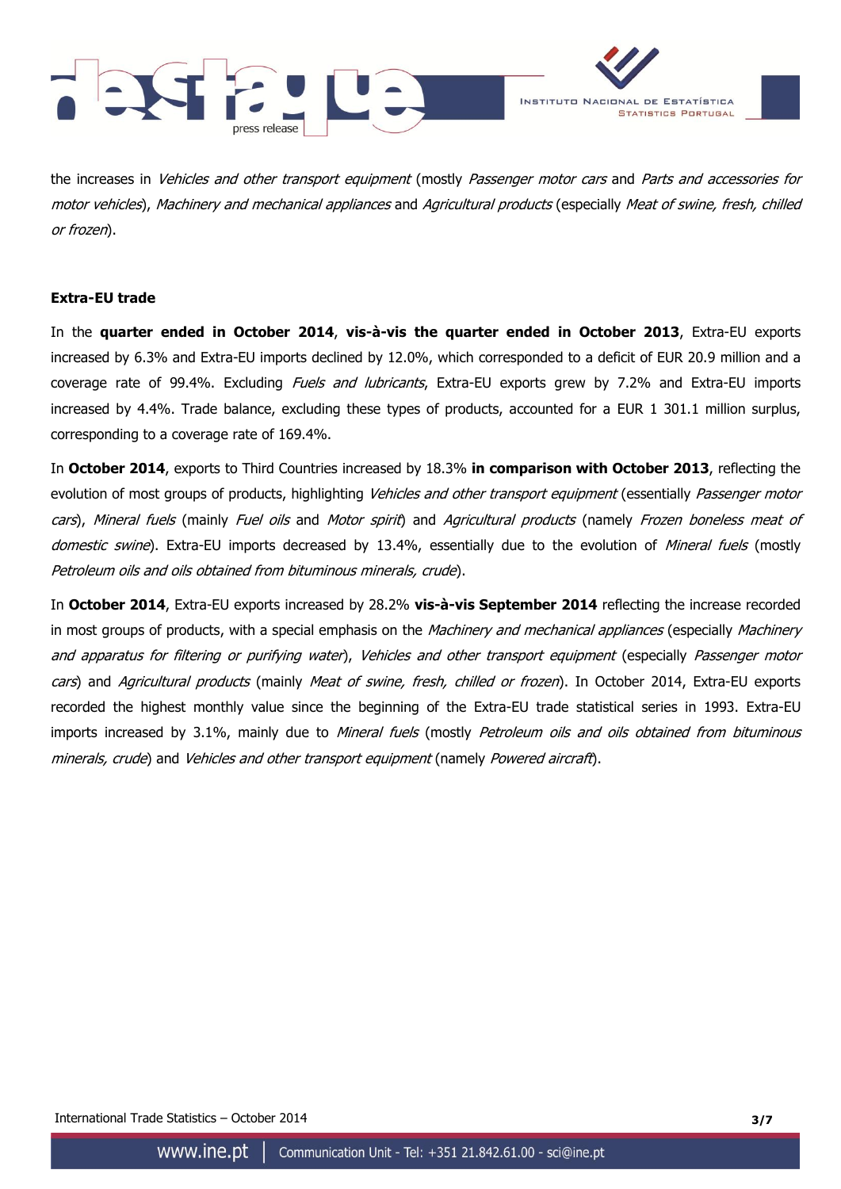the increases in *Vehicles and other transport equipment* (mostly *Passenger motor cars* and *Parts and accessories for motor vehicles*), *Machinery and mechanical appliances* and *Agricultural products* (especially *Meat of swine, fresh, chilled or frozen*).

**Extra-EU trade**

In the **quarter ended in October 2014**, **vis-à-vis the quarter ended in October 2013**, Extra-EU exports increased by 6.3% and Extra-EU imports declined by 12.0%, which corresponded to a deficit of EUR 20.9 million and a coverage rate of 99.4%. Excluding *Fuels and lubricants*, Extra-EU exports grew by 7.2% and Extra-EU imports increased by 4.4%. Trade balance, excluding these types of products, accounted for a EUR 1 301.1 million surplus, corresponding to a coverage rate of 169.4%.

In **October 2014**, exports to Third Countries increased by 18.3% **in comparison with October 2013**, reflecting the evolution of most groups of products, highlighting *Vehicles and other transport equipment* (essentially *Passenger motor cars*), *Mineral fuels* (mainly *Fuel oils* and *Motor spirit*) and *Agricultural products* (namely *Frozen boneless meat of domestic swine*). Extra-EU imports decreased by 13.4%, essentially due to the evolution of *Mineral fuels* (mostly *Petroleum oils and oils obtained from bituminous minerals, crude*).

In **October 2014**, Extra-EU exports increased by 28.2% **vis-à-vis September 2014** reflecting the increase recorded in most groups of products, with a special emphasis on the *Machinery and mechanical appliances* (especially *Machinery and apparatus for filtering or purifying water*), *Vehicles and other transport equipment* (especially *Passenger motor cars*) and *Agricultural products* (mainly *Meat of swine, fresh, chilled or frozen*). In October 2014, Extra-EU exports recorded the highest monthly value since the beginning of the Extra-EU trade statistical series in 1993. Extra-EU imports increased by 3.1%, mainly due to *Mineral fuels* (mostly *Petroleum oils and oils obtained from bituminous minerals, crude*) and *Vehicles and other transport equipment* (namely *Powered aircraft*).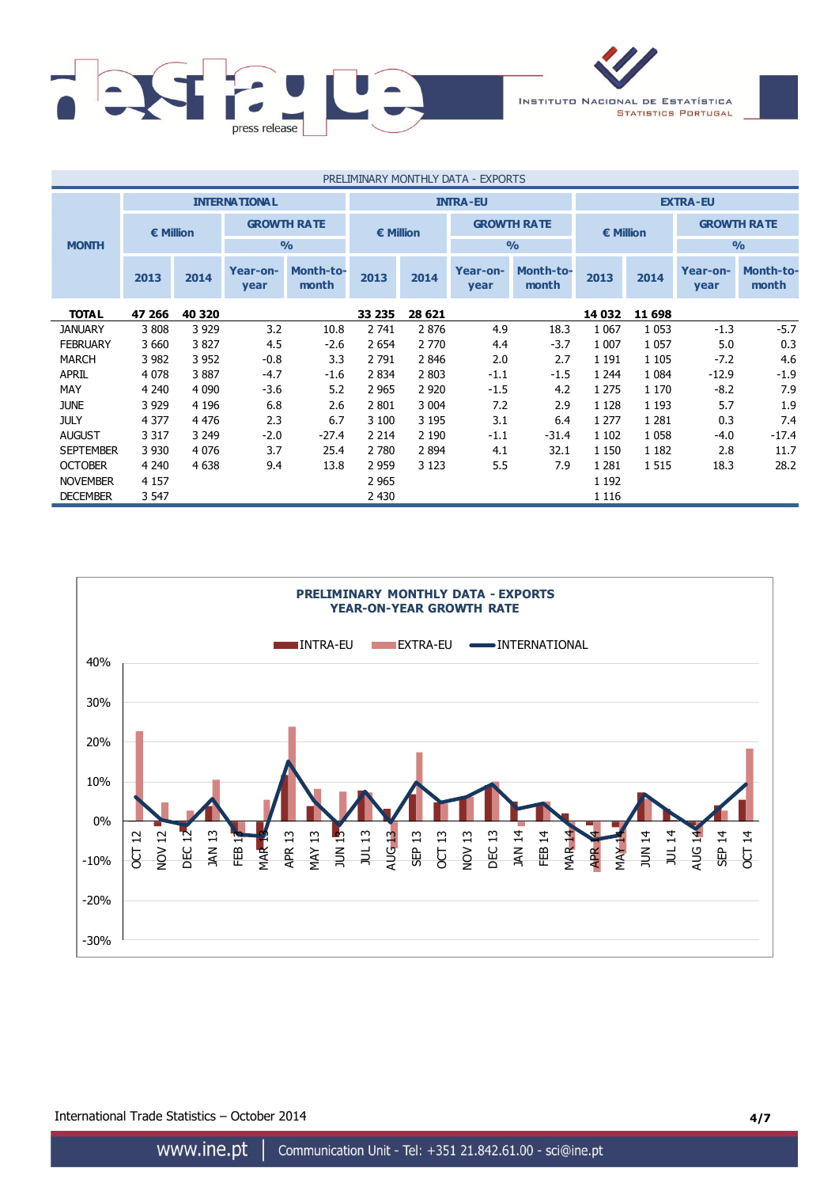## PRELIMINARY MONTHLY DATA - EXPORTS

| MONTH | INTERNATIONAL | | | | INTRA-EU | | | | EXTRA-EU | | | |
|---|---|---|---|---|---|---|---|---|---|---|---|---|
| | € Million | | GROWTH RATE % | | € Million | | GROWTH RATE % | | € Million | | GROWTH RATE % | |
| | 2013 | 2014 | Year-on-year | Month-to-month | 2013 | 2014 | Year-on-year | Month-to-month | 2013 | 2014 | Year-on-year | Month-to-month |
| **TOTAL** | **47 266** | **40 320** | | | **33 235** | **28 621** | | | **14 032** | **11 698** | | |
| JANUARY | 3 808 | 3 929 | 3.2 | 10.8 | 2 741 | 2 876 | 4.9 | 18.3 | 1 067 | 1 053 | -1.3 | -5.7 |
| FEBRUARY | 3 660 | 3 827 | 4.5 | -2.6 | 2 654 | 2 770 | 4.4 | -3.7 | 1 007 | 1 057 | 5.0 | 0.3 |
| MARCH | 3 982 | 3 952 | -0.8 | 3.3 | 2 791 | 2 846 | 2.0 | 2.7 | 1 191 | 1 105 | -7.2 | 4.6 |
| APRIL | 4 078 | 3 887 | -4.7 | -1.6 | 2 834 | 2 803 | -1.1 | -1.5 | 1 244 | 1 084 | -12.9 | -1.9 |
| MAY | 4 240 | 4 090 | -3.6 | 5.2 | 2 965 | 2 920 | -1.5 | 4.2 | 1 275 | 1 170 | -8.2 | 7.9 |
| JUNE | 3 929 | 4 196 | 6.8 | 2.6 | 2 801 | 3 004 | 7.2 | 2.9 | 1 128 | 1 193 | 5.7 | 1.9 |
| JULY | 4 377 | 4 476 | 2.3 | 6.7 | 3 100 | 3 195 | 3.1 | 6.4 | 1 277 | 1 281 | 0.3 | 7.4 |
| AUGUST | 3 317 | 3 249 | -2.0 | -27.4 | 2 214 | 2 190 | -1.1 | -31.4 | 1 102 | 1 058 | -4.0 | -17.4 |
| SEPTEMBER | 3 930 | 4 076 | 3.7 | 25.4 | 2 780 | 2 894 | 4.1 | 32.1 | 1 150 | 1 182 | 2.8 | 11.7 |
| OCTOBER | 4 240 | 4 638 | 9.4 | 13.8 | 2 959 | 3 123 | 5.5 | 7.9 | 1 281 | 1 515 | 18.3 | 28.2 |
| NOVEMBER | 4 157 | | | | 2 965 | | | | 1 192 | | | |
| DECEMBER | 3 547 | | | | 2 430 | | | | 1 116 | | | |

**PRELIMINARY MONTHLY DATA - EXPORTS**
**YEAR-ON-YEAR GROWTH RATE**

(Chart legend: INTRA-EU, EXTRA-EU, INTERNATIONAL; months OCT 12 to OCT 14; y-axis -30% to 40%)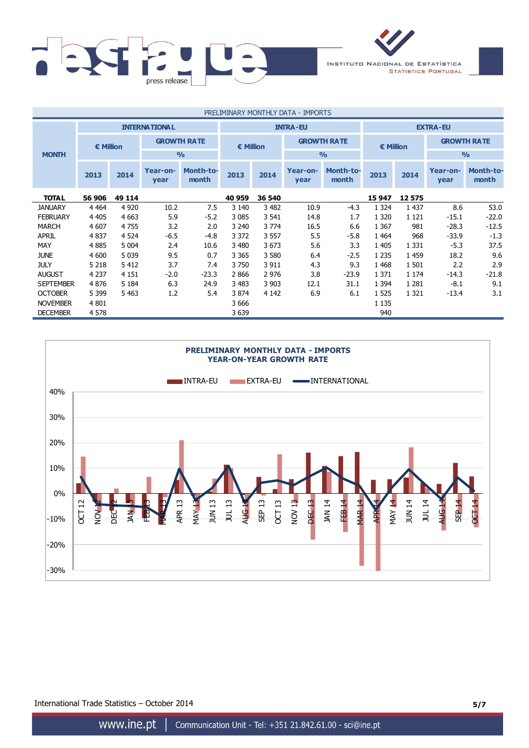PRELIMINARY MONTHLY DATA - IMPORTS

| MONTH | INTERNATIONAL | | | | INTRA-EU | | | | EXTRA-EU | | | |
|---|---|---|---|---|---|---|---|---|---|---|---|---|
| | € Million | | GROWTH RATE % | | € Million | | GROWTH RATE % | | € Million | | GROWTH RATE % | |
| | 2013 | 2014 | Year-on-year | Month-to-month | 2013 | 2014 | Year-on-year | Month-to-month | 2013 | 2014 | Year-on-year | Month-to-month |
| **TOTAL** | **56 906** | **49 114** | | | **40 959** | **36 540** | | | **15 947** | **12 575** | | |
| JANUARY | 4 464 | 4 920 | 10.2 | 7.5 | 3 140 | 3 482 | 10.9 | -4.3 | 1 324 | 1 437 | 8.6 | 53.0 |
| FEBRUARY | 4 405 | 4 663 | 5.9 | -5.2 | 3 085 | 3 541 | 14.8 | 1.7 | 1 320 | 1 121 | -15.1 | -22.0 |
| MARCH | 4 607 | 4 755 | 3.2 | 2.0 | 3 240 | 3 774 | 16.5 | 6.6 | 1 367 | 981 | -28.3 | -12.5 |
| APRIL | 4 837 | 4 524 | -6.5 | -4.8 | 3 372 | 3 557 | 5.5 | -5.8 | 1 464 | 968 | -33.9 | -1.3 |
| MAY | 4 885 | 5 004 | 2.4 | 10.6 | 3 480 | 3 673 | 5.6 | 3.3 | 1 405 | 1 331 | -5.3 | 37.5 |
| JUNE | 4 600 | 5 039 | 9.5 | 0.7 | 3 365 | 3 580 | 6.4 | -2.5 | 1 235 | 1 459 | 18.2 | 9.6 |
| JULY | 5 218 | 5 412 | 3.7 | 7.4 | 3 750 | 3 911 | 4.3 | 9.3 | 1 468 | 1 501 | 2.2 | 2.9 |
| AUGUST | 4 237 | 4 151 | -2.0 | -23.3 | 2 866 | 2 976 | 3.8 | -23.9 | 1 371 | 1 174 | -14.3 | -21.8 |
| SEPTEMBER | 4 876 | 5 184 | 6.3 | 24.9 | 3 483 | 3 903 | 12.1 | 31.1 | 1 394 | 1 281 | -8.1 | 9.1 |
| OCTOBER | 5 399 | 5 463 | 1.2 | 5.4 | 3 874 | 4 142 | 6.9 | 6.1 | 1 525 | 1 321 | -13.4 | 3.1 |
| NOVEMBER | 4 801 | | | | 3 666 | | | | 1 135 | | | |
| DECEMBER | 4 578 | | | | 3 639 | | | | 940 | | | |

**PRELIMINARY MONTHLY DATA - IMPORTS**
**YEAR-ON-YEAR GROWTH RATE**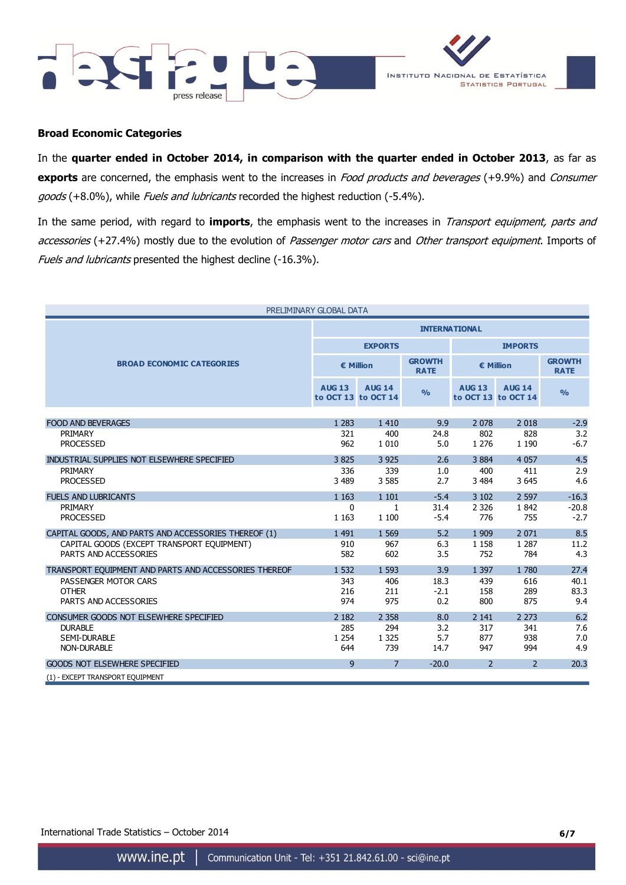## Broad Economic Categories

In the **quarter ended in October 2014, in comparison with the quarter ended in October 2013**, as far as **exports** are concerned, the emphasis went to the increases in *Food products and beverages* (+9.9%) and *Consumer goods* (+8.0%), while *Fuels and lubricants* recorded the highest reduction (-5.4%).

In the same period, with regard to **imports**, the emphasis went to the increases in *Transport equipment, parts and accessories* (+27.4%) mostly due to the evolution of *Passenger motor cars* and *Other transport equipment*. Imports of *Fuels and lubricants* presented the highest decline (-16.3%).

PRELIMINARY GLOBAL DATA

| BROAD ECONOMIC CATEGORIES | INTERNATIONAL | | | | | |
|---|---|---|---|---|---|---|
| | EXPORTS | | | IMPORTS | | |
| | € Million | | GROWTH RATE | € Million | | GROWTH RATE |
| | AUG 13 to OCT 13 | AUG 14 to OCT 14 | % | AUG 13 to OCT 13 | AUG 14 to OCT 14 | % |
| FOOD AND BEVERAGES | 1 283 | 1 410 | 9.9 | 2 078 | 2 018 | -2.9 |
| PRIMARY | 321 | 400 | 24.8 | 802 | 828 | 3.2 |
| PROCESSED | 962 | 1 010 | 5.0 | 1 276 | 1 190 | -6.7 |
| INDUSTRIAL SUPPLIES NOT ELSEWHERE SPECIFIED | 3 825 | 3 925 | 2.6 | 3 884 | 4 057 | 4.5 |
| PRIMARY | 336 | 339 | 1.0 | 400 | 411 | 2.9 |
| PROCESSED | 3 489 | 3 585 | 2.7 | 3 484 | 3 645 | 4.6 |
| FUELS AND LUBRICANTS | 1 163 | 1 101 | -5.4 | 3 102 | 2 597 | -16.3 |
| PRIMARY | 0 | 1 | 31.4 | 2 326 | 1 842 | -20.8 |
| PROCESSED | 1 163 | 1 100 | -5.4 | 776 | 755 | -2.7 |
| CAPITAL GOODS, AND PARTS AND ACCESSORIES THEREOF (1) | 1 491 | 1 569 | 5.2 | 1 909 | 2 071 | 8.5 |
| CAPITAL GOODS (EXCEPT TRANSPORT EQUIPMENT) | 910 | 967 | 6.3 | 1 158 | 1 287 | 11.2 |
| PARTS AND ACCESSORIES | 582 | 602 | 3.5 | 752 | 784 | 4.3 |
| TRANSPORT EQUIPMENT AND PARTS AND ACCESSORIES THEREOF | 1 532 | 1 593 | 3.9 | 1 397 | 1 780 | 27.4 |
| PASSENGER MOTOR CARS | 343 | 406 | 18.3 | 439 | 616 | 40.1 |
| OTHER | 216 | 211 | -2.1 | 158 | 289 | 83.3 |
| PARTS AND ACCESSORIES | 974 | 975 | 0.2 | 800 | 875 | 9.4 |
| CONSUMER GOODS NOT ELSEWHERE SPECIFIED | 2 182 | 2 358 | 8.0 | 2 141 | 2 273 | 6.2 |
| DURABLE | 285 | 294 | 3.2 | 317 | 341 | 7.6 |
| SEMI-DURABLE | 1 254 | 1 325 | 5.7 | 877 | 938 | 7.0 |
| NON-DURABLE | 644 | 739 | 14.7 | 947 | 994 | 4.9 |
| GOODS NOT ELSEWHERE SPECIFIED | 9 | 7 | -20.0 | 2 | 2 | 20.3 |

(1) - EXCEPT TRANSPORT EQUIPMENT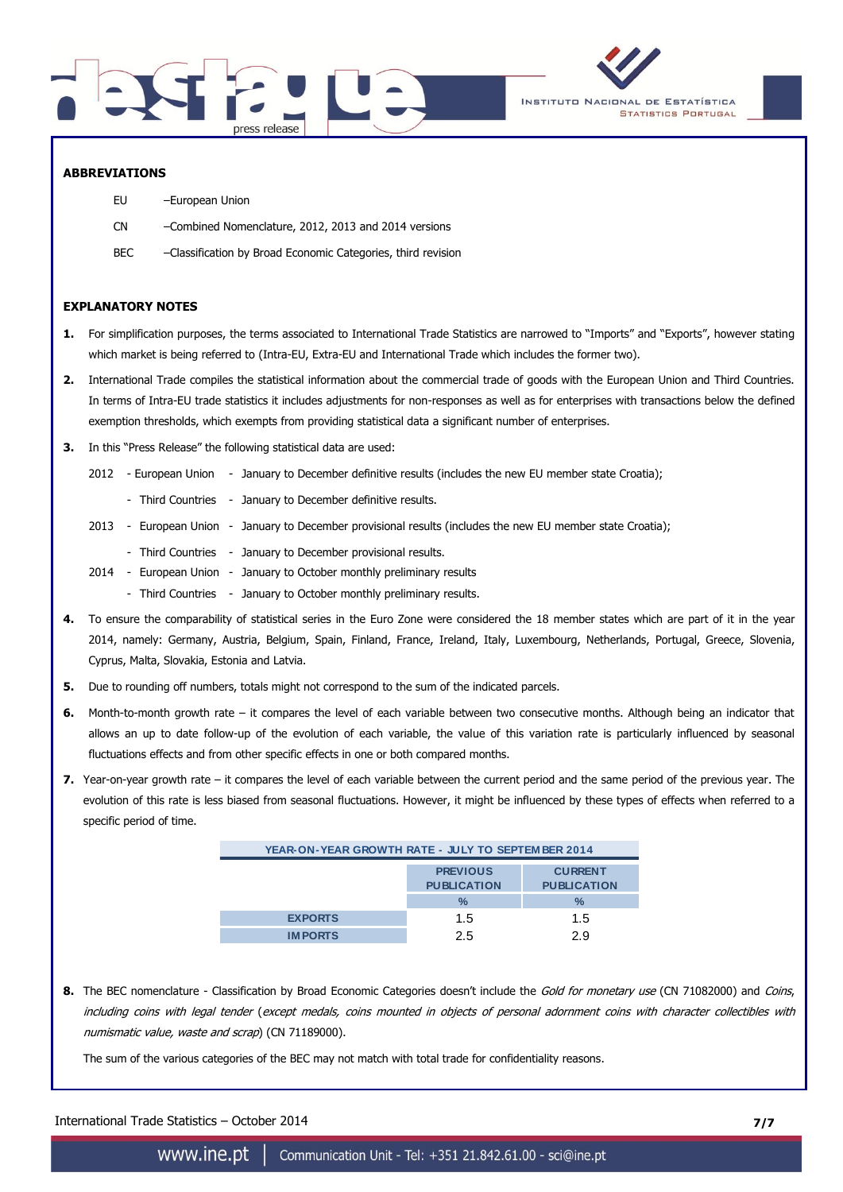## ABBREVIATIONS

EU –European Union

CN –Combined Nomenclature, 2012, 2013 and 2014 versions

BEC –Classification by Broad Economic Categories, third revision

## EXPLANATORY NOTES

1. For simplification purposes, the terms associated to International Trade Statistics are narrowed to "Imports" and "Exports", however stating which market is being referred to (Intra-EU, Extra-EU and International Trade which includes the former two).
2. International Trade compiles the statistical information about the commercial trade of goods with the European Union and Third Countries. In terms of Intra-EU trade statistics it includes adjustments for non-responses as well as for enterprises with transactions below the defined exemption thresholds, which exempts from providing statistical data a significant number of enterprises.
3. In this "Press Release" the following statistical data are used:

   2012 - European Union - January to December definitive results (includes the new EU member state Croatia);

   - Third Countries - January to December definitive results.

   2013 - European Union - January to December provisional results (includes the new EU member state Croatia);

   - Third Countries - January to December provisional results.

   2014 - European Union - January to October monthly preliminary results

   - Third Countries - January to October monthly preliminary results.
4. To ensure the comparability of statistical series in the Euro Zone were considered the 18 member states which are part of it in the year 2014, namely: Germany, Austria, Belgium, Spain, Finland, France, Ireland, Italy, Luxembourg, Netherlands, Portugal, Greece, Slovenia, Cyprus, Malta, Slovakia, Estonia and Latvia.
5. Due to rounding off numbers, totals might not correspond to the sum of the indicated parcels.
6. Month-to-month growth rate – it compares the level of each variable between two consecutive months. Although being an indicator that allows an up to date follow-up of the evolution of each variable, the value of this variation rate is particularly influenced by seasonal fluctuations effects and from other specific effects in one or both compared months.
7. Year-on-year growth rate – it compares the level of each variable between the current period and the same period of the previous year. The evolution of this rate is less biased from seasonal fluctuations. However, it might be influenced by these types of effects when referred to a specific period of time.

| YEAR-ON-YEAR GROWTH RATE - JULY TO SEPTEMBER 2014 | | |
|---|---|---|
| | PREVIOUS PUBLICATION | CURRENT PUBLICATION |
| | % | % |
| EXPORTS | 1.5 | 1.5 |
| IMPORTS | 2.5 | 2.9 |

8. The BEC nomenclature - Classification by Broad Economic Categories doesn't include the *Gold for monetary use* (CN 71082000) and *Coins, including coins with legal tender* (*except medals, coins mounted in objects of personal adornment coins with character collectibles with numismatic value, waste and scrap*) (CN 71189000).

   The sum of the various categories of the BEC may not match with total trade for confidentiality reasons.